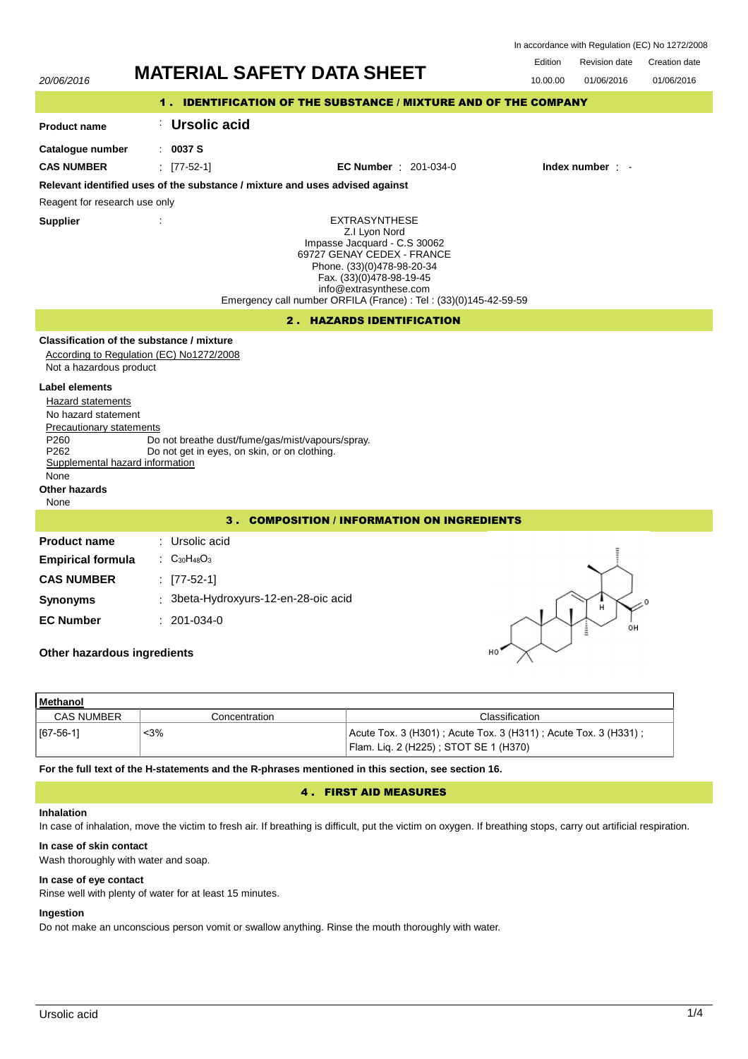In accordance with Regulation (EC) No 1272/2008

20/06/2016

# MATERIAL SAFETY DATA SHEET

| Edition | Revision date | Creation date |
|---|---|---|
| 10.00.00 | 01/06/2016 | 01/06/2016 |

## 1. IDENTIFICATION OF THE SUBSTANCE / MIXTURE AND OF THE COMPANY

**Product name** : **Ursolic acid**

**Catalogue number** : **0037 S**

**CAS NUMBER** : [77-52-1] **EC Number** : 201-034-0 **Index number** : -

**Relevant identified uses of the substance / mixture and uses advised against**

Reagent for research use only

**Supplier** :

EXTRASYNTHESE
Z.I Lyon Nord
Impasse Jacquard - C.S 30062
69727 GENAY CEDEX - FRANCE
Phone. (33)(0)478-98-20-34
Fax. (33)(0)478-98-19-45
info@extrasynthese.com
Emergency call number ORFILA (France) : Tel : (33)(0)145-42-59-59

## 2. HAZARDS IDENTIFICATION

**Classification of the substance / mixture**

According to Regulation (EC) No1272/2008

Not a hazardous product

**Label elements**

Hazard statements

No hazard statement

Precautionary statements

P260 Do not breathe dust/fume/gas/mist/vapours/spray.
P262 Do not get in eyes, on skin, or on clothing.

Supplemental hazard information

None

**Other hazards**

None

## 3. COMPOSITION / INFORMATION ON INGREDIENTS

**Product name** : Ursolic acid

**Empirical formula** : $C_{30}H_{48}O_3$

**CAS NUMBER** : [77-52-1]

**Synonyms** : 3beta-Hydroxyurs-12-en-28-oic acid

**EC Number** : 201-034-0

**Other hazardous ingredients**

**Methanol**

| CAS NUMBER | Concentration | Classification |
|---|---|---|
| [67-56-1] | <3% | Acute Tox. 3 (H301) ; Acute Tox. 3 (H311) ; Acute Tox. 3 (H331) ; Flam. Liq. 2 (H225) ; STOT SE 1 (H370) |

**For the full text of the H-statements and the R-phrases mentioned in this section, see section 16.**

## 4. FIRST AID MEASURES

**Inhalation**

In case of inhalation, move the victim to fresh air. If breathing is difficult, put the victim on oxygen. If breathing stops, carry out artificial respiration.

**In case of skin contact**

Wash thoroughly with water and soap.

**In case of eye contact**

Rinse well with plenty of water for at least 15 minutes.

**Ingestion**

Do not make an unconscious person vomit or swallow anything. Rinse the mouth thoroughly with water.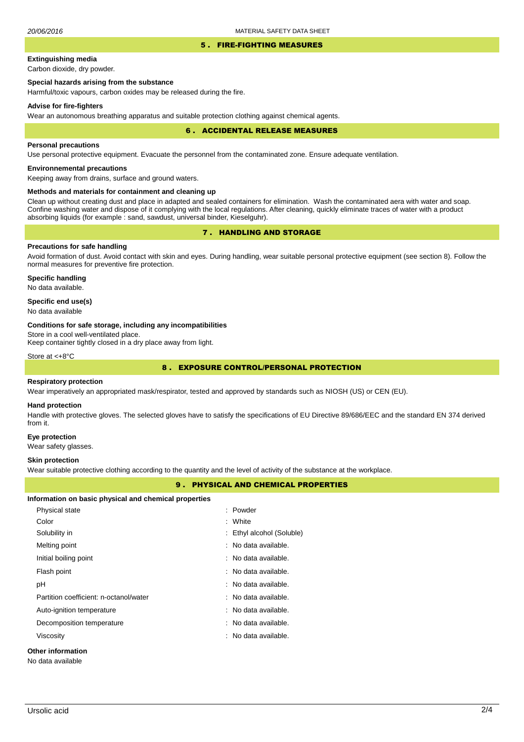## 5 . FIRE-FIGHTING MEASURES

**Extinguishing media**

Carbon dioxide, dry powder.

**Special hazards arising from the substance**

Harmful/toxic vapours, carbon oxides may be released during the fire.

**Advise for fire-fighters**

Wear an autonomous breathing apparatus and suitable protection clothing against chemical agents.

## 6 . ACCIDENTAL RELEASE MEASURES

**Personal precautions**

Use personal protective equipment. Evacuate the personnel from the contaminated zone. Ensure adequate ventilation.

**Environnemental precautions**

Keeping away from drains, surface and ground waters.

**Methods and materials for containment and cleaning up**

Clean up without creating dust and place in adapted and sealed containers for elimination. Wash the contaminated aera with water and soap. Confine washing water and dispose of it complying with the local regulations. After cleaning, quickly eliminate traces of water with a product absorbing liquids (for example : sand, sawdust, universal binder, Kieselguhr).

## 7 . HANDLING AND STORAGE

**Precautions for safe handling**

Avoid formation of dust. Avoid contact with skin and eyes. During handling, wear suitable personal protective equipment (see section 8). Follow the normal measures for preventive fire protection.

**Specific handling**

No data available.

**Specific end use(s)**

No data available

**Conditions for safe storage, including any incompatibilities**

Store in a cool well-ventilated place.
Keep container tightly closed in a dry place away from light.

Store at <+8°C

## 8 . EXPOSURE CONTROL/PERSONAL PROTECTION

**Respiratory protection**

Wear imperatively an appropriated mask/respirator, tested and approved by standards such as NIOSH (US) or CEN (EU).

**Hand protection**

Handle with protective gloves. The selected gloves have to satisfy the specifications of EU Directive 89/686/EEC and the standard EN 374 derived from it.

**Eye protection**

Wear safety glasses.

**Skin protection**

Wear suitable protective clothing according to the quantity and the level of activity of the substance at the workplace.

## 9 . PHYSICAL AND CHEMICAL PROPERTIES

**Information on basic physical and chemical properties**

| | |
|---|---|
| Physical state | : Powder |
| Color | : White |
| Solubility in | : Ethyl alcohol (Soluble) |
| Melting point | : No data available. |
| Initial boiling point | : No data available. |
| Flash point | : No data available. |
| pH | : No data available. |
| Partition coefficient: n-octanol/water | : No data available. |
| Auto-ignition temperature | : No data available. |
| Decomposition temperature | : No data available. |
| Viscosity | : No data available. |

**Other information**

No data available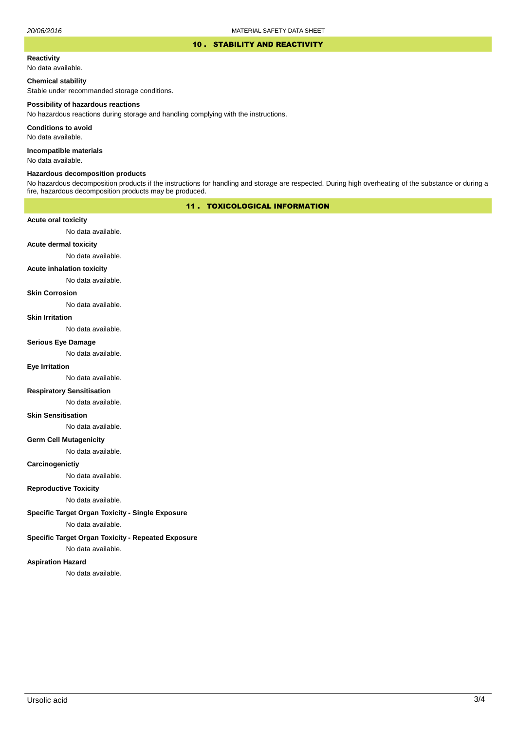## 10 . STABILITY AND REACTIVITY

**Reactivity**

No data available.

**Chemical stability**

Stable under recommanded storage conditions.

**Possibility of hazardous reactions**

No hazardous reactions during storage and handling complying with the instructions.

**Conditions to avoid**

No data available.

**Incompatible materials**

No data available.

**Hazardous decomposition products**

No hazardous decomposition products if the instructions for handling and storage are respected. During high overheating of the substance or during a fire, hazardous decomposition products may be produced.

## 11 . TOXICOLOGICAL INFORMATION

**Acute oral toxicity**

No data available.

**Acute dermal toxicity**

No data available.

**Acute inhalation toxicity**

No data available.

**Skin Corrosion**

No data available.

**Skin Irritation**

No data available.

**Serious Eye Damage**

No data available.

**Eye Irritation**

No data available.

**Respiratory Sensitisation**

No data available.

**Skin Sensitisation**

No data available.

**Germ Cell Mutagenicity**

No data available.

**Carcinogenictiy**

No data available.

**Reproductive Toxicity**

No data available.

**Specific Target Organ Toxicity - Single Exposure**

No data available.

**Specific Target Organ Toxicity - Repeated Exposure**

No data available.

**Aspiration Hazard**

No data available.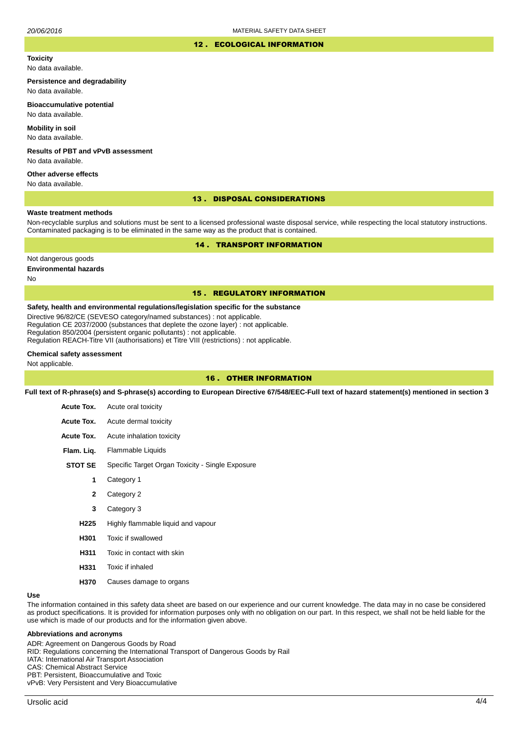## 12 . ECOLOGICAL INFORMATION

**Toxicity**

No data available.

**Persistence and degradability**

No data available.

**Bioaccumulative potential**

No data available.

**Mobility in soil**

No data available.

**Results of PBT and vPvB assessment**

No data available.

**Other adverse effects**

No data available.

## 13 . DISPOSAL CONSIDERATIONS

**Waste treatment methods**

Non-recyclable surplus and solutions must be sent to a licensed professional waste disposal service, while respecting the local statutory instructions. Contaminated packaging is to be eliminated in the same way as the product that is contained.

## 14 . TRANSPORT INFORMATION

Not dangerous goods

**Environmental hazards**

No

## 15 . REGULATORY INFORMATION

**Safety, health and environmental regulations/legislation specific for the substance**

Directive 96/82/CE (SEVESO category/named substances) : not applicable.
Regulation CE 2037/2000 (substances that deplete the ozone layer) : not applicable.
Regulation 850/2004 (persistent organic pollutants) : not applicable.
Regulation REACH-Titre VII (authorisations) et Titre VIII (restrictions) : not applicable.

**Chemical safety assessment**

Not applicable.

## 16 . OTHER INFORMATION

**Full text of R-phrase(s) and S-phrase(s) according to European Directive 67/548/EEC-Full text of hazard statement(s) mentioned in section 3**

| | |
|---|---|
| **Acute Tox.** | Acute oral toxicity |
| **Acute Tox.** | Acute dermal toxicity |
| **Acute Tox.** | Acute inhalation toxicity |
| **Flam. Liq.** | Flammable Liquids |
| **STOT SE** | Specific Target Organ Toxicity - Single Exposure |
| **1** | Category 1 |
| **2** | Category 2 |
| **3** | Category 3 |
| **H225** | Highly flammable liquid and vapour |
| **H301** | Toxic if swallowed |
| **H311** | Toxic in contact with skin |
| **H331** | Toxic if inhaled |
| **H370** | Causes damage to organs |

**Use**

The information contained in this safety data sheet are based on our experience and our current knowledge. The data may in no case be considered as product specifications. It is provided for information purposes only with no obligation on our part. In this respect, we shall not be held liable for the use which is made of our products and for the information given above.

**Abbreviations and acronyms**

ADR: Agreement on Dangerous Goods by Road
RID: Regulations concerning the International Transport of Dangerous Goods by Rail
IATA: International Air Transport Association
CAS: Chemical Abstract Service
PBT: Persistent, Bioaccumulative and Toxic
vPvB: Very Persistent and Very Bioaccumulative